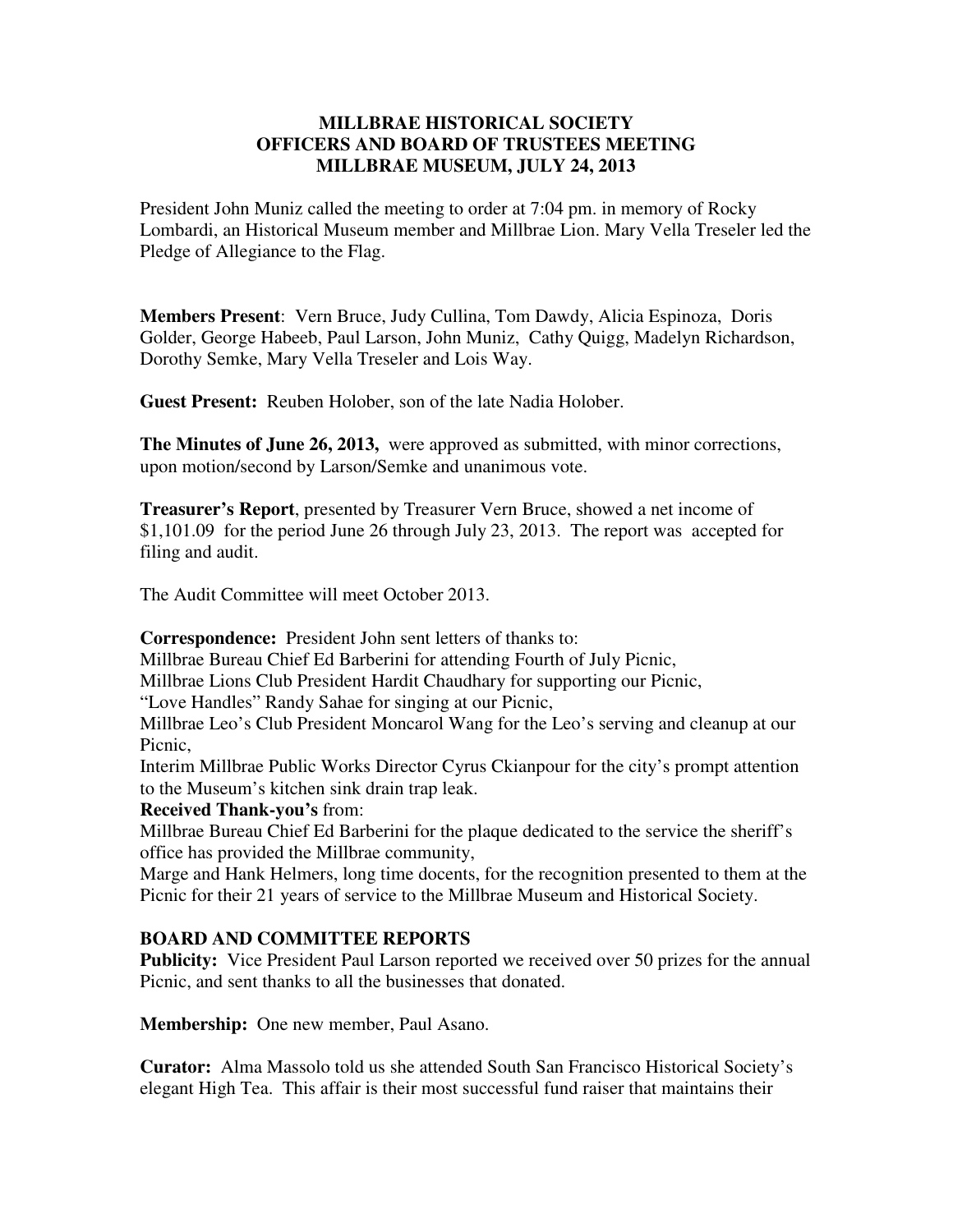# MILLBRAE HISTORICAL SOCIETY
## OFFICERS AND BOARD OF TRUSTEES MEETING
## MILLBRAE MUSEUM, JULY 24, 2013

President John Muniz called the meeting to order at 7:04 pm. in memory of Rocky Lombardi, an Historical Museum member and Millbrae Lion. Mary Vella Treseler led the Pledge of Allegiance to the Flag.

**Members Present**: Vern Bruce, Judy Cullina, Tom Dawdy, Alicia Espinoza, Doris Golder, George Habeeb, Paul Larson, John Muniz, Cathy Quigg, Madelyn Richardson, Dorothy Semke, Mary Vella Treseler and Lois Way.

**Guest Present:** Reuben Holober, son of the late Nadia Holober.

**The Minutes of June 26, 2013,** were approved as submitted, with minor corrections, upon motion/second by Larson/Semke and unanimous vote.

**Treasurer's Report**, presented by Treasurer Vern Bruce, showed a net income of $1,101.09 for the period June 26 through July 23, 2013. The report was accepted for filing and audit.

The Audit Committee will meet October 2013.

**Correspondence:** President John sent letters of thanks to:
Millbrae Bureau Chief Ed Barberini for attending Fourth of July Picnic,
Millbrae Lions Club President Hardit Chaudhary for supporting our Picnic,
"Love Handles" Randy Sahae for singing at our Picnic,
Millbrae Leo's Club President Moncarol Wang for the Leo's serving and cleanup at our Picnic,
Interim Millbrae Public Works Director Cyrus Ckianpour for the city's prompt attention to the Museum's kitchen sink drain trap leak.

**Received Thank-you's** from:
Millbrae Bureau Chief Ed Barberini for the plaque dedicated to the service the sheriff's office has provided the Millbrae community,
Marge and Hank Helmers, long time docents, for the recognition presented to them at the Picnic for their 21 years of service to the Millbrae Museum and Historical Society.

### BOARD AND COMMITTEE REPORTS

**Publicity:** Vice President Paul Larson reported we received over 50 prizes for the annual Picnic, and sent thanks to all the businesses that donated.

**Membership:** One new member, Paul Asano.

**Curator:** Alma Massolo told us she attended South San Francisco Historical Society's elegant High Tea. This affair is their most successful fund raiser that maintains their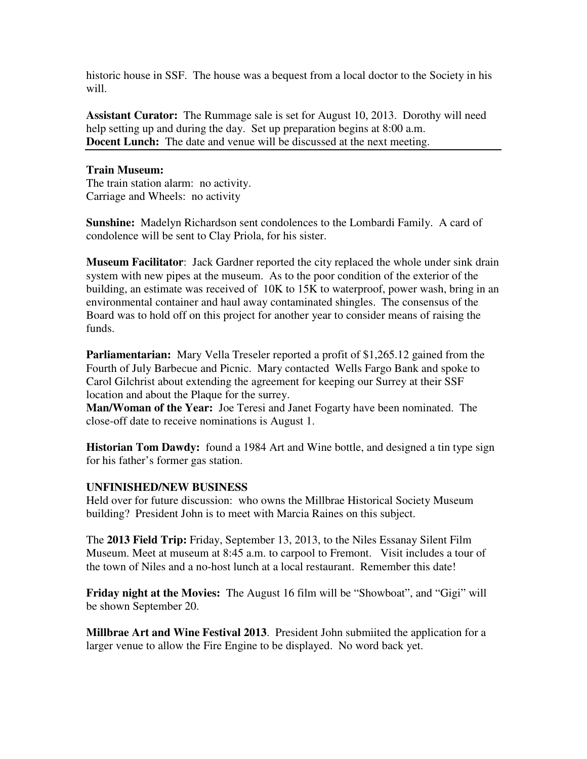historic house in SSF. The house was a bequest from a local doctor to the Society in his will.

**Assistant Curator:** The Rummage sale is set for August 10, 2013. Dorothy will need help setting up and during the day. Set up preparation begins at 8:00 a.m.
**Docent Lunch:** The date and venue will be discussed at the next meeting.

---

**Train Museum:**
The train station alarm: no activity.
Carriage and Wheels: no activity

**Sunshine:** Madelyn Richardson sent condolences to the Lombardi Family. A card of condolence will be sent to Clay Priola, for his sister.

**Museum Facilitator**: Jack Gardner reported the city replaced the whole under sink drain system with new pipes at the museum. As to the poor condition of the exterior of the building, an estimate was received of 10K to 15K to waterproof, power wash, bring in an environmental container and haul away contaminated shingles. The consensus of the Board was to hold off on this project for another year to consider means of raising the funds.

**Parliamentarian:** Mary Vella Treseler reported a profit of $1,265.12 gained from the Fourth of July Barbecue and Picnic. Mary contacted Wells Fargo Bank and spoke to Carol Gilchrist about extending the agreement for keeping our Surrey at their SSF location and about the Plaque for the surrey.
**Man/Woman of the Year:** Joe Teresi and Janet Fogarty have been nominated. The close-off date to receive nominations is August 1.

**Historian Tom Dawdy:** found a 1984 Art and Wine bottle, and designed a tin type sign for his father's former gas station.

**UNFINISHED/NEW BUSINESS**
Held over for future discussion: who owns the Millbrae Historical Society Museum building? President John is to meet with Marcia Raines on this subject.

The **2013 Field Trip:** Friday, September 13, 2013, to the Niles Essanay Silent Film Museum. Meet at museum at 8:45 a.m. to carpool to Fremont. Visit includes a tour of the town of Niles and a no-host lunch at a local restaurant. Remember this date!

**Friday night at the Movies:** The August 16 film will be "Showboat", and "Gigi" will be shown September 20.

**Millbrae Art and Wine Festival 2013**. President John submiited the application for a larger venue to allow the Fire Engine to be displayed. No word back yet.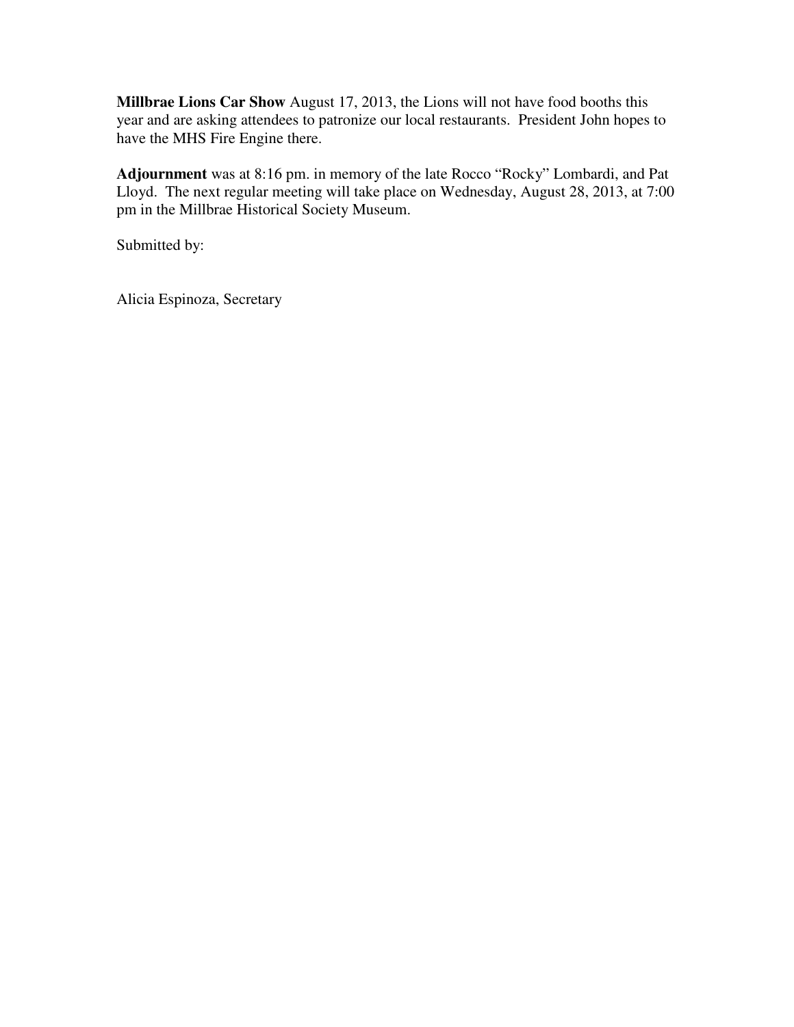**Millbrae Lions Car Show** August 17, 2013, the Lions will not have food booths this year and are asking attendees to patronize our local restaurants. President John hopes to have the MHS Fire Engine there.

**Adjournment** was at 8:16 pm. in memory of the late Rocco "Rocky" Lombardi, and Pat Lloyd. The next regular meeting will take place on Wednesday, August 28, 2013, at 7:00 pm in the Millbrae Historical Society Museum.

Submitted by:

Alicia Espinoza, Secretary